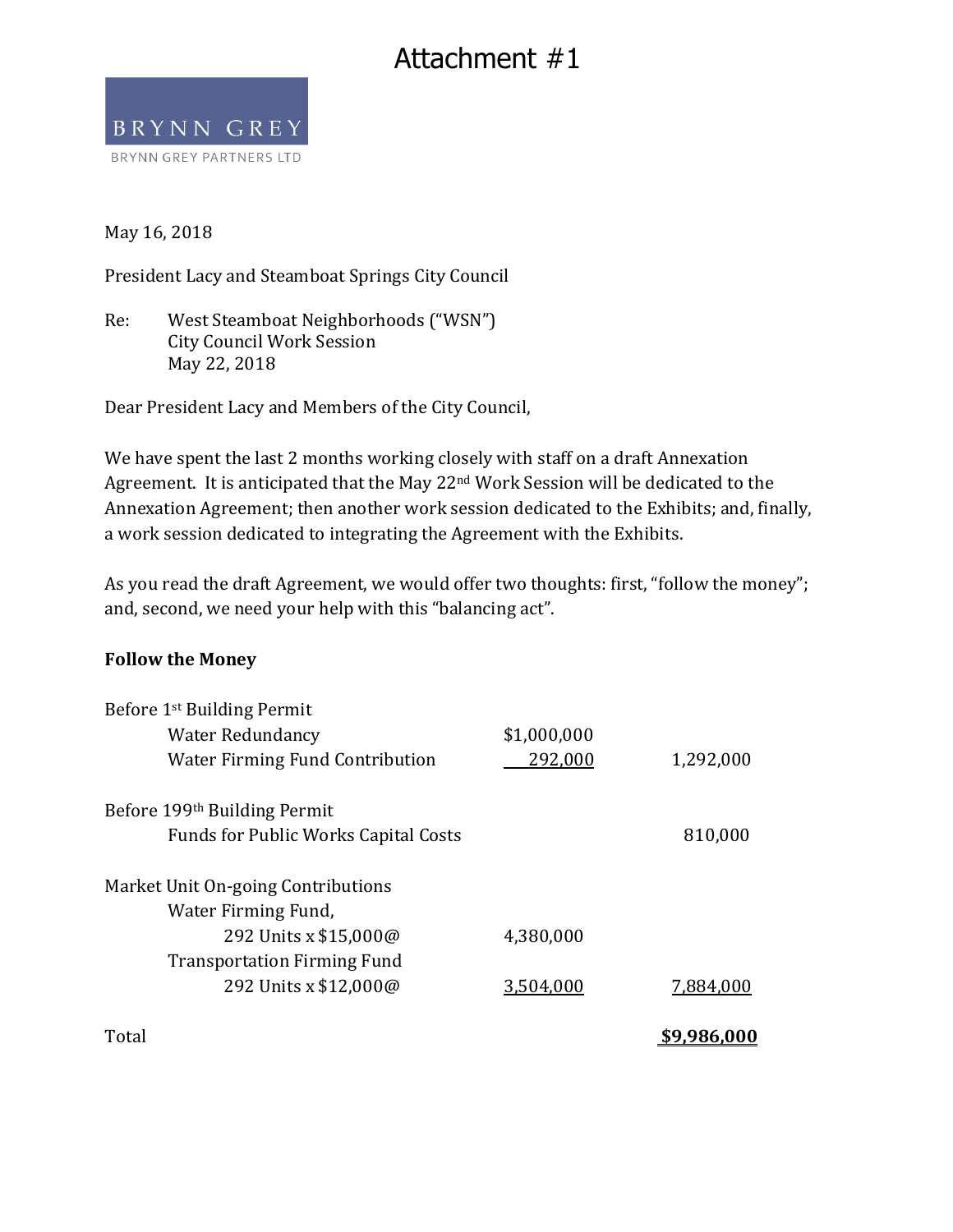# Attachment #1

BRYNN GREY

BRYNN GREY PARTNERS LTD

May 16, 2018

President Lacy and Steamboat Springs City Council

Re: West Steamboat Neighborhoods ("WSN")
City Council Work Session
May 22, 2018

Dear President Lacy and Members of the City Council,

We have spent the last 2 months working closely with staff on a draft Annexation Agreement. It is anticipated that the May 22nd Work Session will be dedicated to the Annexation Agreement; then another work session dedicated to the Exhibits; and, finally, a work session dedicated to integrating the Agreement with the Exhibits.

As you read the draft Agreement, we would offer two thoughts: first, "follow the money"; and, second, we need your help with this "balancing act".

**Follow the Money**

| | | |
|---|---|---|
| Before 1st Building Permit | | |
| Water Redundancy | $1,000,000 | |
| Water Firming Fund Contribution | 292,000 | 1,292,000 |
| | | |
| Before 199th Building Permit | | |
| Funds for Public Works Capital Costs | | 810,000 |
| | | |
| Market Unit On-going Contributions | | |
| Water Firming Fund, | | |
| 292 Units x $15,000@ | 4,380,000 | |
| Transportation Firming Fund | | |
| 292 Units x $12,000@ | 3,504,000 | 7,884,000 |
| | | |
| Total | | **$9,986,000** |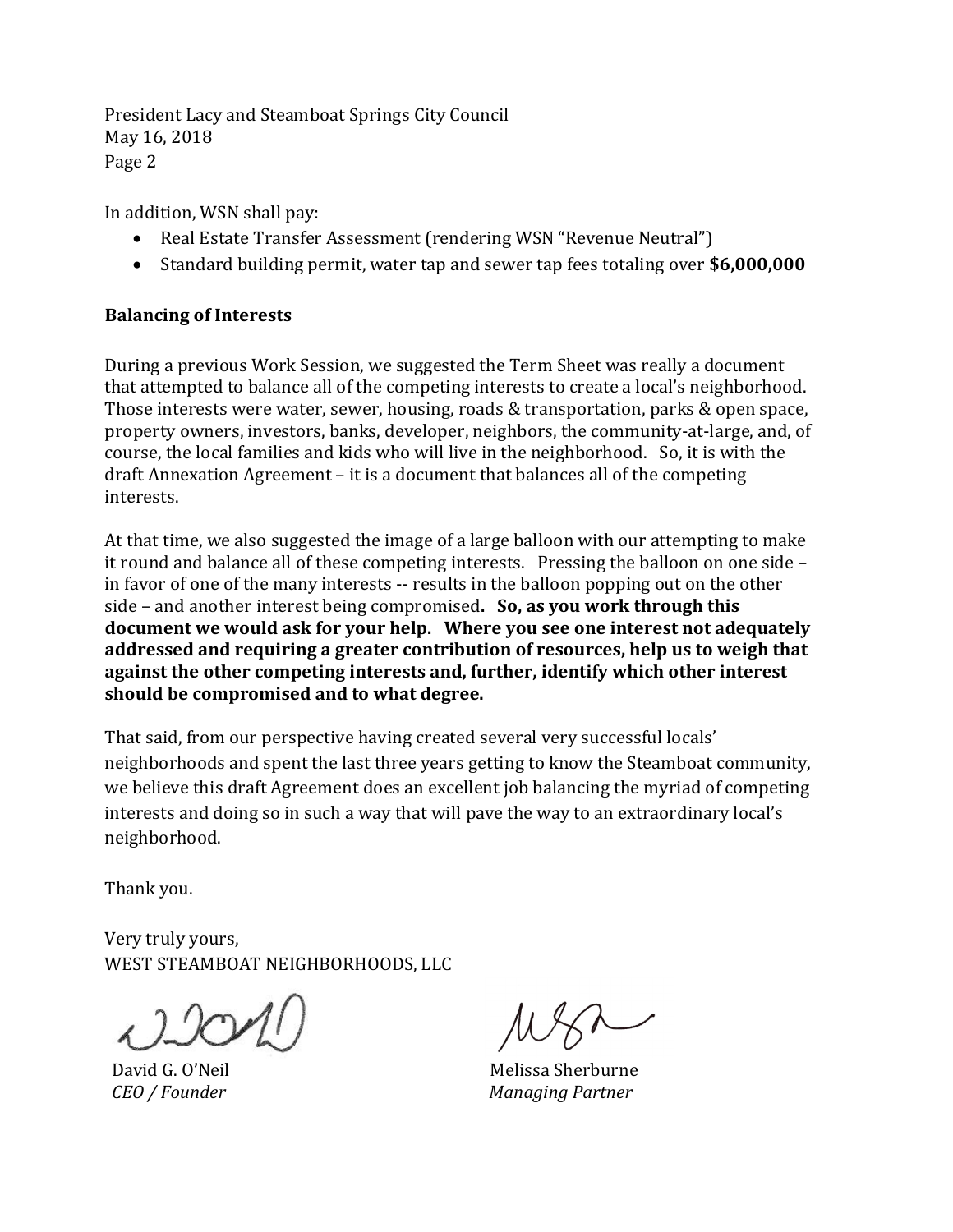In addition, WSN shall pay:

- Real Estate Transfer Assessment (rendering WSN "Revenue Neutral")
- Standard building permit, water tap and sewer tap fees totaling over **$6,000,000**

**Balancing of Interests**

During a previous Work Session, we suggested the Term Sheet was really a document that attempted to balance all of the competing interests to create a local's neighborhood. Those interests were water, sewer, housing, roads & transportation, parks & open space, property owners, investors, banks, developer, neighbors, the community-at-large, and, of course, the local families and kids who will live in the neighborhood. So, it is with the draft Annexation Agreement – it is a document that balances all of the competing interests.

At that time, we also suggested the image of a large balloon with our attempting to make it round and balance all of these competing interests. Pressing the balloon on one side – in favor of one of the many interests -- results in the balloon popping out on the other side – and another interest being compromised**. So, as you work through this document we would ask for your help. Where you see one interest not adequately addressed and requiring a greater contribution of resources, help us to weigh that against the other competing interests and, further, identify which other interest should be compromised and to what degree.**

That said, from our perspective having created several very successful locals' neighborhoods and spent the last three years getting to know the Steamboat community, we believe this draft Agreement does an excellent job balancing the myriad of competing interests and doing so in such a way that will pave the way to an extraordinary local's neighborhood.

Thank you.

Very truly yours,
WEST STEAMBOAT NEIGHBORHOODS, LLC

David G. O'Neil
*CEO / Founder*

Melissa Sherburne
*Managing Partner*